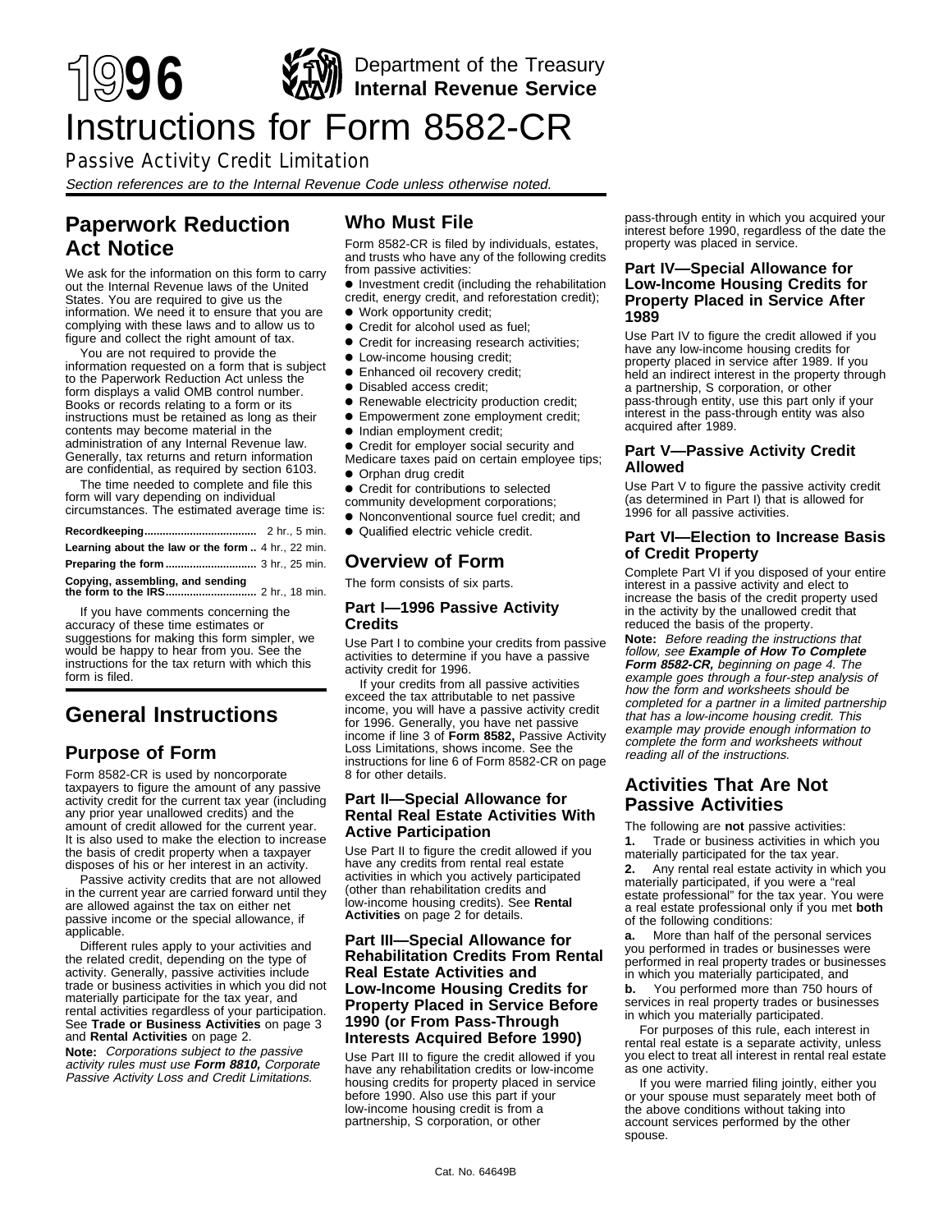# 1996 Department of the Treasury Internal Revenue Service

# Instructions for Form 8582-CR

Passive Activity Credit Limitation

*Section references are to the Internal Revenue Code unless otherwise noted.*

## Paperwork Reduction Act Notice

We ask for the information on this form to carry out the Internal Revenue laws of the United States. You are required to give us the information. We need it to ensure that you are complying with these laws and to allow us to figure and collect the right amount of tax.

You are not required to provide the information requested on a form that is subject to the Paperwork Reduction Act unless the form displays a valid OMB control number. Books or records relating to a form or its instructions must be retained as long as their contents may become material in the administration of any Internal Revenue law. Generally, tax returns and return information are confidential, as required by section 6103.

The time needed to complete and file this form will vary depending on individual circumstances. The estimated average time is:

| | |
|---|---|
| **Recordkeeping** | 2 hr., 5 min. |
| **Learning about the law or the form** | 4 hr., 22 min. |
| **Preparing the form** | 3 hr., 25 min. |
| **Copying, assembling, and sending the form to the IRS** | 2 hr., 18 min. |

If you have comments concerning the accuracy of these time estimates or suggestions for making this form simpler, we would be happy to hear from you. See the instructions for the tax return with which this form is filed.

## General Instructions

### Purpose of Form

Form 8582-CR is used by noncorporate taxpayers to figure the amount of any passive activity credit for the current tax year (including any prior year unallowed credits) and the amount of credit allowed for the current year. It is also used to make the election to increase the basis of credit property when a taxpayer disposes of his or her interest in an activity.

Passive activity credits that are not allowed in the current year are carried forward until they are allowed against the tax on either net passive income or the special allowance, if applicable.

Different rules apply to your activities and the related credit, depending on the type of activity. Generally, passive activities include trade or business activities in which you did not materially participate for the tax year, and rental activities regardless of your participation. See **Trade or Business Activities** on page 3 and **Rental Activities** on page 2.

**Note:** *Corporations subject to the passive activity rules must use **Form 8810,** Corporate Passive Activity Loss and Credit Limitations.*

### Who Must File

Form 8582-CR is filed by individuals, estates, and trusts who have any of the following credits from passive activities:

- Investment credit (including the rehabilitation credit, energy credit, and reforestation credit);
- Work opportunity credit;
- Credit for alcohol used as fuel;
- Credit for increasing research activities;
- Low-income housing credit;
- Enhanced oil recovery credit;
- Disabled access credit;
- Renewable electricity production credit;
- Empowerment zone employment credit;
- Indian employment credit;
- Credit for employer social security and Medicare taxes paid on certain employee tips;
- Orphan drug credit
- Credit for contributions to selected community development corporations;
- Nonconventional source fuel credit; and
- Qualified electric vehicle credit.

### Overview of Form

The form consists of six parts.

#### Part I—1996 Passive Activity Credits

Use Part I to combine your credits from passive activities to determine if you have a passive activity credit for 1996.

If your credits from all passive activities exceed the tax attributable to net passive income, you will have a passive activity credit for 1996. Generally, you have net passive income if line 3 of **Form 8582,** Passive Activity Loss Limitations, shows income. See the instructions for line 6 of Form 8582-CR on page 8 for other details.

#### Part II—Special Allowance for Rental Real Estate Activities With Active Participation

Use Part II to figure the credit allowed if you have any credits from rental real estate activities in which you actively participated (other than rehabilitation credits and low-income housing credits). See **Rental Activities** on page 2 for details.

#### Part III—Special Allowance for Rehabilitation Credits From Rental Real Estate Activities and Low-Income Housing Credits for Property Placed in Service Before 1990 (or From Pass-Through Interests Acquired Before 1990)

Use Part III to figure the credit allowed if you have any rehabilitation credits or low-income housing credits for property placed in service before 1990. Also use this part if your low-income housing credit is from a partnership, S corporation, or other pass-through entity in which you acquired your interest before 1990, regardless of the date the property was placed in service.

#### Part IV—Special Allowance for Low-Income Housing Credits for Property Placed in Service After 1989

Use Part IV to figure the credit allowed if you have any low-income housing credits for property placed in service after 1989. If you held an indirect interest in the property through a partnership, S corporation, or other pass-through entity, use this part only if your interest in the pass-through entity was also acquired after 1989.

#### Part V—Passive Activity Credit Allowed

Use Part V to figure the passive activity credit (as determined in Part I) that is allowed for 1996 for all passive activities.

#### Part VI—Election to Increase Basis of Credit Property

Complete Part VI if you disposed of your entire interest in a passive activity and elect to increase the basis of the credit property used in the activity by the unallowed credit that reduced the basis of the property.

**Note:** *Before reading the instructions that follow, see **Example of How To Complete Form 8582-CR,** beginning on page 4. The example goes through a four-step analysis of how the form and worksheets should be completed for a partner in a limited partnership that has a low-income housing credit. This example may provide enough information to complete the form and worksheets without reading all of the instructions.*

### Activities That Are Not Passive Activities

The following are **not** passive activities:

**1.** Trade or business activities in which you materially participated for the tax year.

**2.** Any rental real estate activity in which you materially participated, if you were a "real estate professional" for the tax year. You were a real estate professional only if you met **both** of the following conditions:

**a.** More than half of the personal services you performed in trades or businesses were performed in real property trades or businesses in which you materially participated, and

**b.** You performed more than 750 hours of services in real property trades or businesses in which you materially participated.

For purposes of this rule, each interest in rental real estate is a separate activity, unless you elect to treat all interest in rental real estate as one activity.

If you were married filing jointly, either you or your spouse must separately meet both of the above conditions without taking into account services performed by the other spouse.

Cat. No. 64649B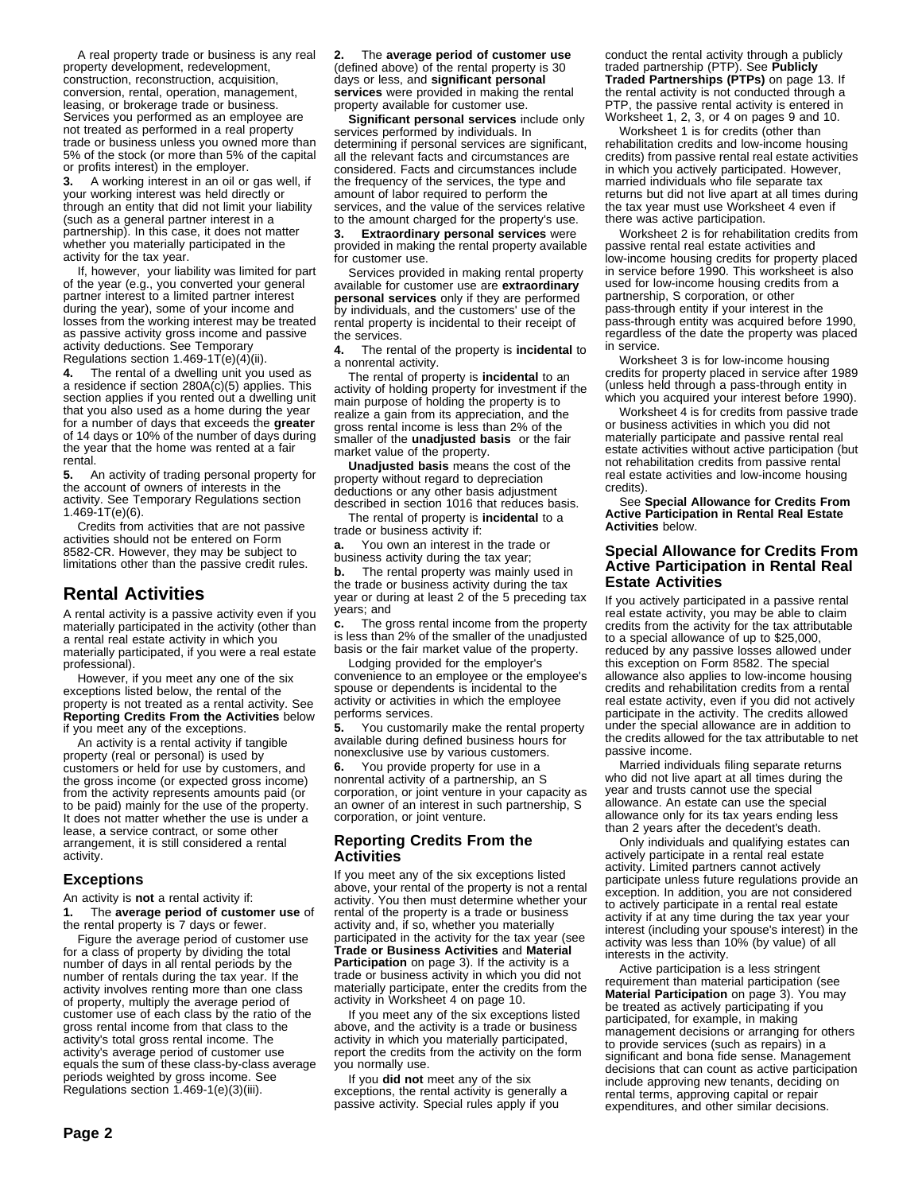A real property trade or business is any real property development, redevelopment, construction, reconstruction, acquisition, conversion, rental, operation, management, leasing, or brokerage trade or business. Services you performed as an employee are not treated as performed in a real property trade or business unless you owned more than 5% of the stock (or more than 5% of the capital or profits interest) in the employer.

**3.** A working interest in an oil or gas well, if your working interest was held directly or through an entity that did not limit your liability (such as a general partner interest in a partnership). In this case, it does not matter whether you materially participated in the activity for the tax year.

If, however, your liability was limited for part of the year (e.g., you converted your general partner interest to a limited partner interest during the year), some of your income and losses from the working interest may be treated as passive activity gross income and passive activity deductions. See Temporary Regulations section 1.469-1T(e)(4)(ii).

**4.** The rental of a dwelling unit you used as a residence if section 280A(c)(5) applies. This section applies if you rented out a dwelling unit that you also used as a home during the year for a number of days that exceeds the **greater** of 14 days or 10% of the number of days during the year that the home was rented at a fair rental.

**5.** An activity of trading personal property for the account of owners of interests in the activity. See Temporary Regulations section 1.469-1T(e)(6).

Credits from activities that are not passive activities should not be entered on Form 8582-CR. However, they may be subject to limitations other than the passive credit rules.

## Rental Activities

A rental activity is a passive activity even if you materially participated in the activity (other than a rental real estate activity in which you materially participated, if you were a real estate professional).

However, if you meet any one of the six exceptions listed below, the rental of the property is not treated as a rental activity. See **Reporting Credits From the Activities** below if you meet any of the exceptions.

An activity is a rental activity if tangible property (real or personal) is used by customers or held for use by customers, and the gross income (or expected gross income) from the activity represents amounts paid (or to be paid) mainly for the use of the property. It does not matter whether the use is under a lease, a service contract, or some other arrangement, it is still considered a rental activity.

### Exceptions

An activity is **not** a rental activity if:

**1.** The **average period of customer use** of the rental property is 7 days or fewer.

Figure the average period of customer use for a class of property by dividing the total number of days in all rental periods by the number of rentals during the tax year. If the activity involves renting more than one class of property, multiply the average period of customer use of each class by the ratio of the gross rental income from that class to the activity's total gross rental income. The activity's average period of customer use equals the sum of these class-by-class average periods weighted by gross income. See Regulations section 1.469-1(e)(3)(iii).

**2.** The **average period of customer use** (defined above) of the rental property is 30 days or less, and **significant personal services** were provided in making the rental property available for customer use.

**Significant personal services** include only services performed by individuals. In determining if personal services are significant, all the relevant facts and circumstances are considered. Facts and circumstances include the frequency of the services, the type and amount of labor required to perform the services, and the value of the services relative to the amount charged for the property's use.

**3. Extraordinary personal services** were provided in making the rental property available for customer use.

Services provided in making rental property available for customer use are **extraordinary personal services** only if they are performed by individuals, and the customers' use of the rental property is incidental to their receipt of the services.

**4.** The rental of the property is **incidental** to a nonrental activity.

The rental of property is **incidental** to an activity of holding property for investment if the main purpose of holding the property is to realize a gain from its appreciation, and the gross rental income is less than 2% of the smaller of the **unadjusted basis** or the fair market value of the property.

**Unadjusted basis** means the cost of the property without regard to depreciation deductions or any other basis adjustment described in section 1016 that reduces basis.

The rental of property is **incidental** to a trade or business activity if:

**a.** You own an interest in the trade or business activity during the tax year;

**b.** The rental property was mainly used in the trade or business activity during the tax year or during at least 2 of the 5 preceding tax years; and

**c.** The gross rental income from the property is less than 2% of the smaller of the unadjusted basis or the fair market value of the property.

Lodging provided for the employer's convenience to an employee or the employee's spouse or dependents is incidental to the activity or activities in which the employee performs services.

**5.** You customarily make the rental property available during defined business hours for nonexclusive use by various customers.

**6.** You provide property for use in a nonrental activity of a partnership, an S corporation, or joint venture in your capacity as an owner of an interest in such partnership, S corporation, or joint venture.

### Reporting Credits From the Activities

If you meet any of the six exceptions listed above, your rental of the property is not a rental activity. You then must determine whether your rental of the property is a trade or business activity and, if so, whether you materially participated in the activity for the tax year (see **Trade or Business Activities** and **Material Participation** on page 3). If the activity is a trade or business activity in which you did not materially participate, enter the credits from the activity in Worksheet 4 on page 10.

If you meet any of the six exceptions listed above, and the activity is a trade or business activity in which you materially participated, report the credits from the activity on the form you normally use.

If you **did not** meet any of the six exceptions, the rental activity is generally a passive activity. Special rules apply if you conduct the rental activity through a publicly traded partnership (PTP). See **Publicly Traded Partnerships (PTPs)** on page 13. If the rental activity is not conducted through a PTP, the passive rental activity is entered in Worksheet 1, 2, 3, or 4 on pages 9 and 10.

Worksheet 1 is for credits (other than rehabilitation credits and low-income housing credits) from passive rental real estate activities in which you actively participated. However, married individuals who file separate tax returns but did not live apart at all times during the tax year must use Worksheet 4 even if there was active participation.

Worksheet 2 is for rehabilitation credits from passive rental real estate activities and low-income housing credits for property placed in service before 1990. This worksheet is also used for low-income housing credits from a partnership, S corporation, or other pass-through entity if your interest in the pass-through entity was acquired before 1990, regardless of the date the property was placed in service.

Worksheet 3 is for low-income housing credits for property placed in service after 1989 (unless held through a pass-through entity in which you acquired your interest before 1990).

Worksheet 4 is for credits from passive trade or business activities in which you did not materially participate and passive rental real estate activities without active participation (but not rehabilitation credits from passive rental real estate activities and low-income housing credits).

See **Special Allowance for Credits From Active Participation in Rental Real Estate Activities** below.

### Special Allowance for Credits From Active Participation in Rental Real Estate Activities

If you actively participated in a passive rental real estate activity, you may be able to claim credits from the activity for the tax attributable to a special allowance of up to $25,000, reduced by any passive losses allowed under this exception on Form 8582. The special allowance also applies to low-income housing credits and rehabilitation credits from a rental real estate activity, even if you did not actively participate in the activity. The credits allowed under the special allowance are in addition to the credits allowed for the tax attributable to net passive income.

Married individuals filing separate returns who did not live apart at all times during the year and trusts cannot use the special allowance. An estate can use the special allowance only for its tax years ending less than 2 years after the decedent's death.

Only individuals and qualifying estates can actively participate in a rental real estate activity. Limited partners cannot actively participate unless future regulations provide an exception. In addition, you are not considered to actively participate in a rental real estate activity if at any time during the tax year your interest (including your spouse's interest) in the activity was less than 10% (by value) of all interests in the activity.

Active participation is a less stringent requirement than material participation (see **Material Participation** on page 3). You may be treated as actively participating if you participated, for example, in making management decisions or arranging for others to provide services (such as repairs) in a significant and bona fide sense. Management decisions that can count as active participation include approving new tenants, deciding on rental terms, approving capital or repair expenditures, and other similar decisions.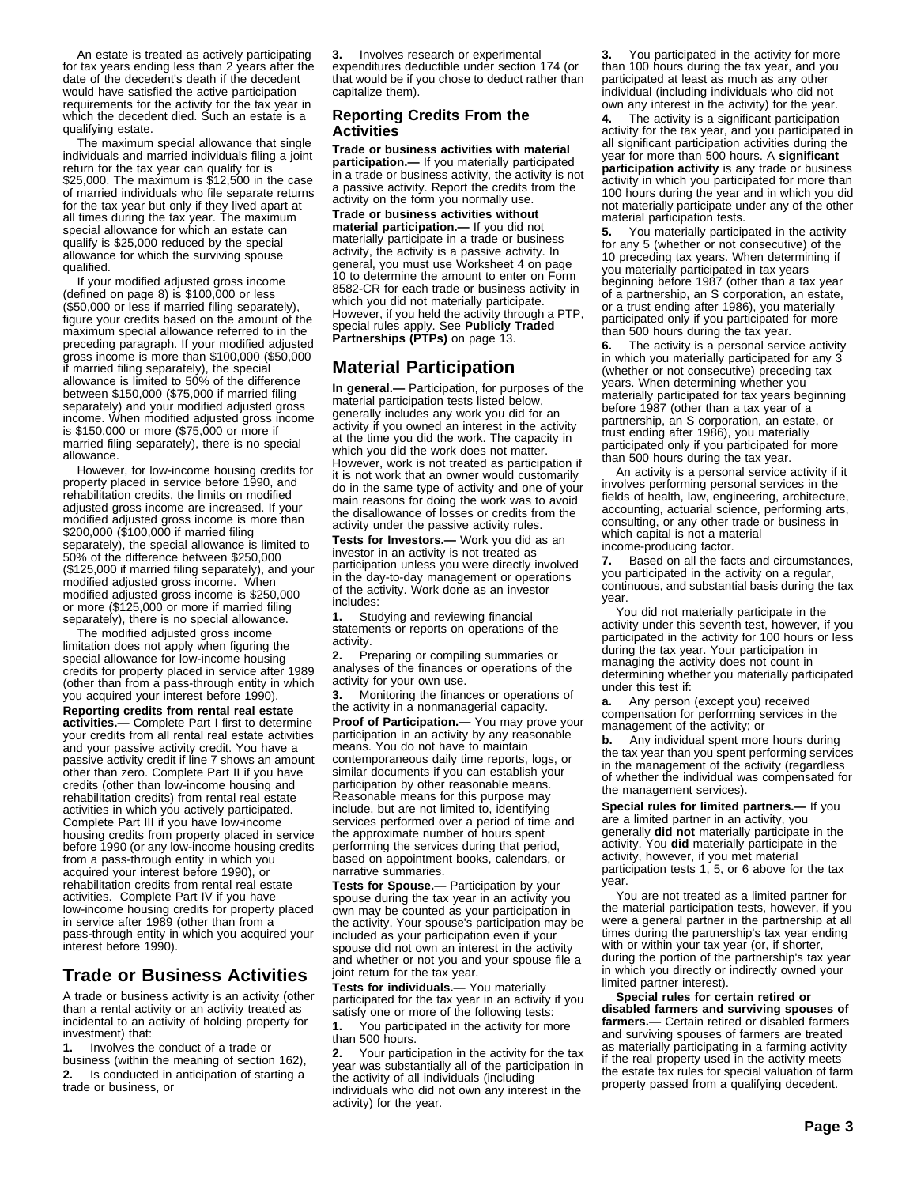An estate is treated as actively participating for tax years ending less than 2 years after the date of the decedent's death if the decedent would have satisfied the active participation requirements for the activity for the tax year in which the decedent died. Such an estate is a qualifying estate.

The maximum special allowance that single individuals and married individuals filing a joint return for the tax year can qualify for is $25,000. The maximum is $12,500 in the case of married individuals who file separate returns for the tax year but only if they lived apart at all times during the tax year. The maximum special allowance for which an estate can qualify is $25,000 reduced by the special allowance for which the surviving spouse qualified.

If your modified adjusted gross income (defined on page 8) is $100,000 or less ($50,000 or less if married filing separately), figure your credits based on the amount of the maximum special allowance referred to in the preceding paragraph. If your modified adjusted gross income is more than $100,000 ($50,000 if married filing separately), the special allowance is limited to 50% of the difference between $150,000 ($75,000 if married filing separately) and your modified adjusted gross income. When modified adjusted gross income is $150,000 or more ($75,000 or more if married filing separately), there is no special allowance.

However, for low-income housing credits for property placed in service before 1990, and rehabilitation credits, the limits on modified adjusted gross income are increased. If your modified adjusted gross income is more than $200,000 ($100,000 if married filing separately), the special allowance is limited to 50% of the difference between $250,000 ($125,000 if married filing separately), and your modified adjusted gross income. When modified adjusted gross income is $250,000 or more ($125,000 or more if married filing separately), there is no special allowance.

The modified adjusted gross income limitation does not apply when figuring the special allowance for low-income housing credits for property placed in service after 1989 (other than from a pass-through entity in which you acquired your interest before 1990).

**Reporting credits from rental real estate activities.—** Complete Part I first to determine your credits from all rental real estate activities and your passive activity credit. You have a passive activity credit if line 7 shows an amount other than zero. Complete Part II if you have credits (other than low-income housing and rehabilitation credits) from rental real estate activities in which you actively participated. Complete Part III if you have low-income housing credits from property placed in service before 1990 (or any low-income housing credits from a pass-through entity in which you acquired your interest before 1990), or rehabilitation credits from rental real estate activities. Complete Part IV if you have low-income housing credits for property placed in service after 1989 (other than from a pass-through entity in which you acquired your interest before 1990).

## Trade or Business Activities

A trade or business activity is an activity (other than a rental activity or an activity treated as incidental to an activity of holding property for investment) that:

**1.** Involves the conduct of a trade or business (within the meaning of section 162),

**2.** Is conducted in anticipation of starting a trade or business, or

**3.** Involves research or experimental expenditures deductible under section 174 (or that would be if you chose to deduct rather than capitalize them).

### Reporting Credits From the Activities

**Trade or business activities with material participation.—** If you materially participated in a trade or business activity, the activity is not a passive activity. Report the credits from the activity on the form you normally use.

**Trade or business activities without material participation.—** If you did not materially participate in a trade or business activity, the activity is a passive activity. In general, you must use Worksheet 4 on page 10 to determine the amount to enter on Form 8582-CR for each trade or business activity in which you did not materially participate. However, if you held the activity through a PTP, special rules apply. See **Publicly Traded Partnerships (PTPs)** on page 13.

## Material Participation

**In general.—** Participation, for purposes of the material participation tests listed below, generally includes any work you did for an activity if you owned an interest in the activity at the time you did the work. The capacity in which you did the work does not matter. However, work is not treated as participation if it is not work that an owner would customarily do in the same type of activity and one of your main reasons for doing the work was to avoid the disallowance of losses or credits from the activity under the passive activity rules.

**Tests for Investors.—** Work you did as an investor in an activity is not treated as participation unless you were directly involved in the day-to-day management or operations of the activity. Work done as an investor includes:

**1.** Studying and reviewing financial statements or reports on operations of the activity.

**2.** Preparing or compiling summaries or analyses of the finances or operations of the activity for your own use.

**3.** Monitoring the finances or operations of the activity in a nonmanagerial capacity.

**Proof of Participation.—** You may prove your participation in an activity by any reasonable means. You do not have to maintain contemporaneous daily time reports, logs, or similar documents if you can establish your participation by other reasonable means. Reasonable means for this purpose may include, but are not limited to, identifying services performed over a period of time and the approximate number of hours spent performing the services during that period, based on appointment books, calendars, or narrative summaries.

**Tests for Spouse.—** Participation by your spouse during the tax year in an activity you own may be counted as your participation in the activity. Your spouse's participation may be included as your participation even if your spouse did not own an interest in the activity and whether or not you and your spouse file a joint return for the tax year.

**Tests for individuals.—** You materially participated for the tax year in an activity if you satisfy one or more of the following tests:

**1.** You participated in the activity for more than 500 hours.

**2.** Your participation in the activity for the tax year was substantially all of the participation in the activity of all individuals (including individuals who did not own any interest in the activity) for the year.

**3.** You participated in the activity for more than 100 hours during the tax year, and you participated at least as much as any other individual (including individuals who did not own any interest in the activity) for the year.

**4.** The activity is a significant participation activity for the tax year, and you participated in all significant participation activities during the year for more than 500 hours. A **significant participation activity** is any trade or business activity in which you participated for more than 100 hours during the year and in which you did not materially participate under any of the other material participation tests.

**5.** You materially participated in the activity for any 5 (whether or not consecutive) of the 10 preceding tax years. When determining if you materially participated in tax years beginning before 1987 (other than a tax year of a partnership, an S corporation, an estate, or a trust ending after 1986), you materially participated only if you participated for more than 500 hours during the tax year.

**6.** The activity is a personal service activity in which you materially participated for any 3 (whether or not consecutive) preceding tax years. When determining whether you materially participated for tax years beginning before 1987 (other than a tax year of a partnership, an S corporation, an estate, or trust ending after 1986), you materially participated only if you participated for more than 500 hours during the tax year.

An activity is a personal service activity if it involves performing personal services in the fields of health, law, engineering, architecture, accounting, actuarial science, performing arts, consulting, or any other trade or business in which capital is not a material income-producing factor.

**7.** Based on all the facts and circumstances, you participated in the activity on a regular, continuous, and substantial basis during the tax year.

You did not materially participate in the activity under this seventh test, however, if you participated in the activity for 100 hours or less during the tax year. Your participation in managing the activity does not count in determining whether you materially participated under this test if:

**a.** Any person (except you) received compensation for performing services in the management of the activity; or

**b.** Any individual spent more hours during the tax year than you spent performing services in the management of the activity (regardless of whether the individual was compensated for the management services).

**Special rules for limited partners.—** If you are a limited partner in an activity, you generally **did not** materially participate in the activity. You **did** materially participate in the activity, however, if you met material participation tests 1, 5, or 6 above for the tax year.

You are not treated as a limited partner for the material participation tests, however, if you were a general partner in the partnership at all times during the partnership's tax year ending with or within your tax year (or, if shorter, during the portion of the partnership's tax year in which you directly or indirectly owned your limited partner interest).

**Special rules for certain retired or disabled farmers and surviving spouses of farmers.—** Certain retired or disabled farmers and surviving spouses of farmers are treated as materially participating in a farming activity if the real property used in the activity meets the estate tax rules for special valuation of farm property passed from a qualifying decedent.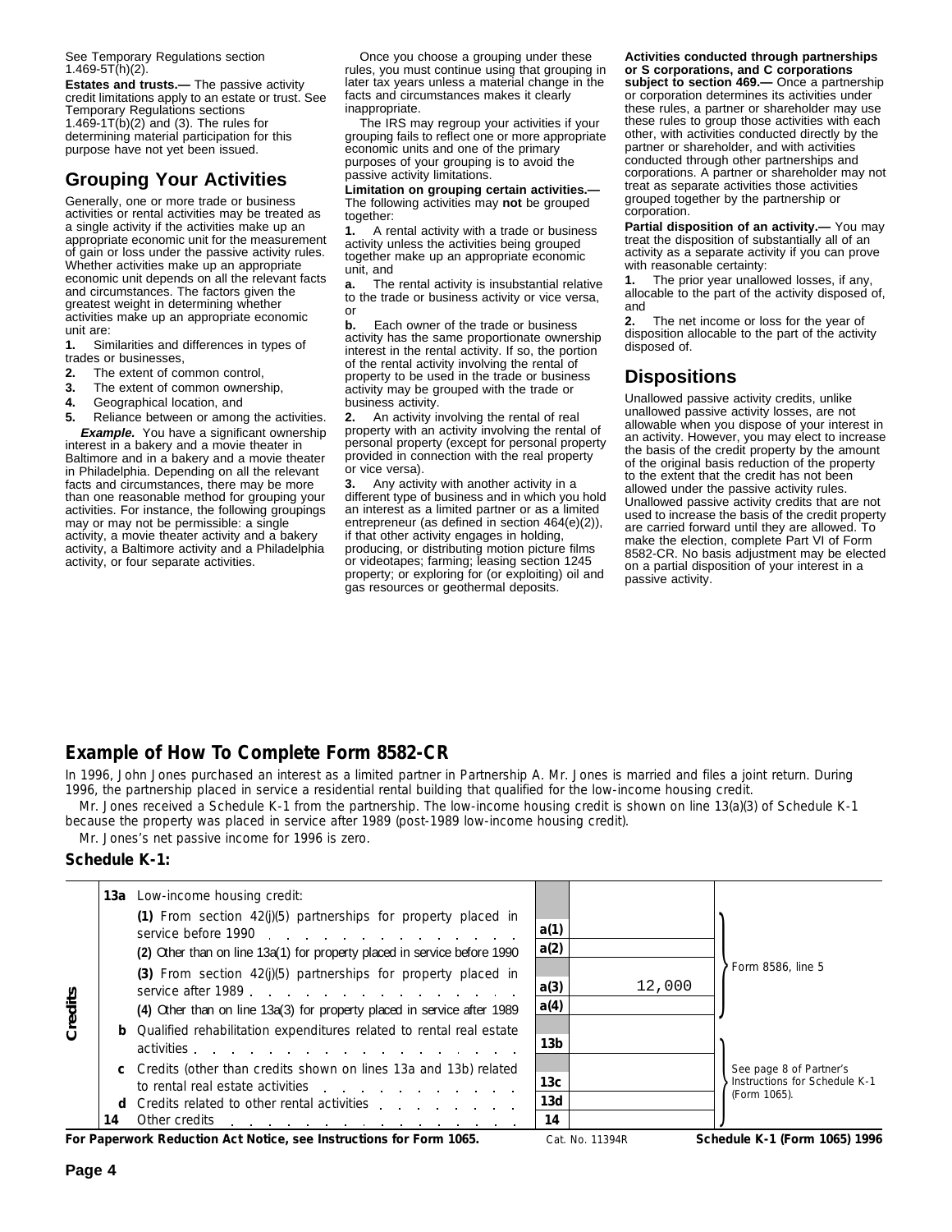See Temporary Regulations section 1.469-5T(h)(2).

**Estates and trusts.—** The passive activity credit limitations apply to an estate or trust. See Temporary Regulations sections 1.469-1T(b)(2) and (3). The rules for determining material participation for this purpose have not yet been issued.

## Grouping Your Activities

Generally, one or more trade or business activities or rental activities may be treated as a single activity if the activities make up an appropriate economic unit for the measurement of gain or loss under the passive activity rules. Whether activities make up an appropriate economic unit depends on all the relevant facts and circumstances. The factors given the greatest weight in determining whether activities make up an appropriate economic unit are:

**1.** Similarities and differences in types of trades or businesses,

**2.** The extent of common control,

**3.** The extent of common ownership,

**4.** Geographical location, and

**5.** Reliance between or among the activities.

***Example.*** You have a significant ownership interest in a bakery and a movie theater in Baltimore and in a bakery and a movie theater in Philadelphia. Depending on all the relevant facts and circumstances, there may be more than one reasonable method for grouping your activities. For instance, the following groupings may or may not be permissible: a single activity, a movie theater activity and a bakery activity, a Baltimore activity and a Philadelphia activity, or four separate activities.

Once you choose a grouping under these rules, you must continue using that grouping in later tax years unless a material change in the facts and circumstances makes it clearly inappropriate.

The IRS may regroup your activities if your grouping fails to reflect one or more appropriate economic units and one of the primary purposes of your grouping is to avoid the passive activity limitations.

**Limitation on grouping certain activities.—** The following activities may **not** be grouped together:

**1.** A rental activity with a trade or business activity unless the activities being grouped together make up an appropriate economic unit, and

**a.** The rental activity is insubstantial relative to the trade or business activity or vice versa, or

**b.** Each owner of the trade or business activity has the same proportionate ownership interest in the rental activity. If so, the portion of the rental activity involving the rental of property to be used in the trade or business activity may be grouped with the trade or business activity.

**2.** An activity involving the rental of real property with an activity involving the rental of personal property (except for personal property provided in connection with the real property or vice versa).

**3.** Any activity with another activity in a different type of business and in which you hold an interest as a limited partner or as a limited entrepreneur (as defined in section 464(e)(2)), if that other activity engages in holding, producing, or distributing motion picture films or videotapes; farming; leasing section 1245 property; or exploring for (or exploiting) oil and gas resources or geothermal deposits.

**Activities conducted through partnerships or S corporations, and C corporations subject to section 469.—** Once a partnership or corporation determines its activities under these rules, a partner or shareholder may use these rules to group those activities with each other, with activities conducted directly by the partner or shareholder, and with activities conducted through other partnerships and corporations. A partner or shareholder may not treat as separate activities those activities grouped together by the partnership or corporation.

**Partial disposition of an activity.—** You may treat the disposition of substantially all of an activity as a separate activity if you can prove with reasonable certainty:

**1.** The prior year unallowed losses, if any, allocable to the part of the activity disposed of, and

**2.** The net income or loss for the year of disposition allocable to the part of the activity disposed of.

## Dispositions

Unallowed passive activity credits, unlike unallowed passive activity losses, are not allowable when you dispose of your interest in an activity. However, you may elect to increase the basis of the credit property by the amount of the original basis reduction of the property to the extent that the credit has not been allowed under the passive activity rules. Unallowed passive activity credits that are not used to increase the basis of the credit property are carried forward until they are allowed. To make the election, complete Part VI of Form 8582-CR. No basis adjustment may be elected on a partial disposition of your interest in a passive activity.

## Example of How To Complete Form 8582-CR

In 1996, John Jones purchased an interest as a limited partner in Partnership A. Mr. Jones is married and files a joint return. During 1996, the partnership placed in service a residential rental building that qualified for the low-income housing credit.

Mr. Jones received a Schedule K-1 from the partnership. The low-income housing credit is shown on line 13(a)(3) of Schedule K-1 because the property was placed in service after 1989 (post-1989 low-income housing credit).

Mr. Jones's net passive income for 1996 is zero.

### Schedule K-1:

| | | | | |
|---|---|---|---|---|
| Credits | **13a** Low-income housing credit: | | | |
| | **(1)** From section 42(j)(5) partnerships for property placed in service before 1990 | **a(1)** | | Form 8586, line 5 |
| | **(2)** Other than on line 13a(1) for property placed in service before 1990 | **a(2)** | | Form 8586, line 5 |
| | **(3)** From section 42(j)(5) partnerships for property placed in service after 1989 | **a(3)** | 12,000 | Form 8586, line 5 |
| | **(4)** Other than on line 13a(3) for property placed in service after 1989 | **a(4)** | | Form 8586, line 5 |
| | **b** Qualified rehabilitation expenditures related to rental real estate activities | **13b** | | See page 8 of Partner's Instructions for Schedule K-1 (Form 1065). |
| | **c** Credits (other than credits shown on lines 13a and 13b) related to rental real estate activities | **13c** | | See page 8 of Partner's Instructions for Schedule K-1 (Form 1065). |
| | **d** Credits related to other rental activities | **13d** | | See page 8 of Partner's Instructions for Schedule K-1 (Form 1065). |
| | **14** Other credits | **14** | | See page 8 of Partner's Instructions for Schedule K-1 (Form 1065). |

**For Paperwork Reduction Act Notice, see Instructions for Form 1065.** Cat. No. 11394R **Schedule K-1 (Form 1065) 1996**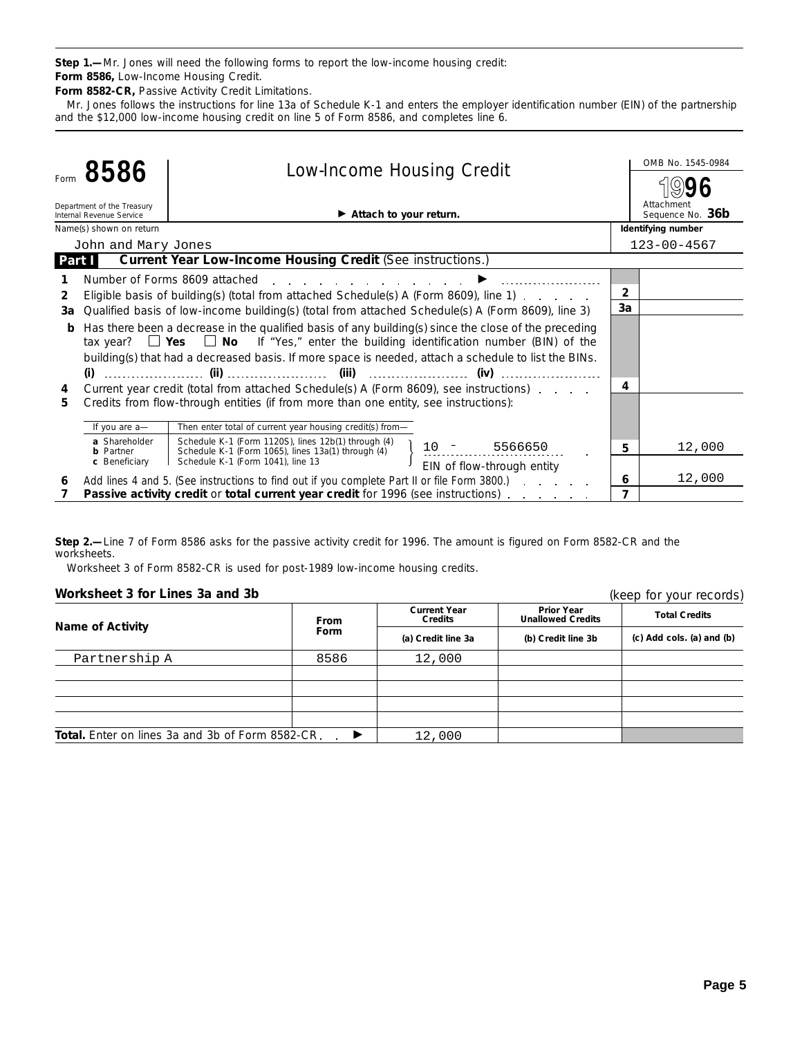**Step 1.—** Mr. Jones will need the following forms to report the low-income housing credit:

**Form 8586,** Low-Income Housing Credit.

**Form 8582-CR,** Passive Activity Credit Limitations.

Mr. Jones follows the instructions for line 13a of Schedule K-1 and enters the employer identification number (EIN) of the partnership and the $12,000 low-income housing credit on line 5 of Form 8586, and completes line 6.

---

Form **8586** — **Low-Income Housing Credit** — OMB No. 1545-0984 — **1996**

Department of the Treasury, Internal Revenue Service — ▶ **Attach to your return.** — Attachment Sequence No. **36b**

Name(s) shown on return: John and Mary Jones — **Identifying number:** 123-00-4567

**Part I — Current Year Low-Income Housing Credit** (See instructions.)

| Line | Description | | Amount |
|---|---|---|---|
| 1 | Number of Forms 8609 attached ▶ | | |
| 2 | Eligible basis of building(s) (total from attached Schedule(s) A (Form 8609), line 1) | 2 | |
| 3a | Qualified basis of low-income building(s) (total from attached Schedule(s) A (Form 8609), line 3) | 3a | |
| b | Has there been a decrease in the qualified basis of any building(s) since the close of the preceding tax year? ☐ **Yes** ☐ **No** If "Yes," enter the building identification number (BIN) of the building(s) that had a decreased basis. If more space is needed, attach a schedule to list the BINs. **(i)** ______ **(ii)** ______ **(iii)** ______ **(iv)** ______ | | |
| 4 | Current year credit (total from attached Schedule(s) A (Form 8609), see instructions) | 4 | |
| 5 | Credits from flow-through entities (if more than one entity, see instructions): If you are a— **a** Shareholder: Then enter total of current year housing credit(s) from— Schedule K-1 (Form 1120S), lines 12b(1) through (4); **b** Partner: Schedule K-1 (Form 1065), lines 13a(1) through (4); **c** Beneficiary: Schedule K-1 (Form 1041), line 13 — 10 - 5566650 EIN of flow-through entity | 5 | 12,000 |
| 6 | Add lines 4 and 5. (See instructions to find out if you complete Part II or file Form 3800.) | 6 | 12,000 |
| 7 | **Passive activity credit** or **total current year credit** for 1996 (see instructions) | 7 | |

---

**Step 2.—** Line 7 of Form 8586 asks for the passive activity credit for 1996. The amount is figured on Form 8582-CR and the worksheets.

Worksheet 3 of Form 8582-CR is used for post-1989 low-income housing credits.

### Worksheet 3 for Lines 3a and 3b

(keep for your records)

| Name of Activity | From Form | Current Year Credits (a) Credit line 3a | Prior Year Unallowed Credits (b) Credit line 3b | Total Credits (c) Add cols. (a) and (b) |
|---|---|---|---|---|
| Partnership A | 8586 | 12,000 | | |
| | | | | |
| | | | | |
| | | | | |
| | | | | |
| **Total.** Enter on lines 3a and 3b of Form 8582-CR ▶ | | 12,000 | | |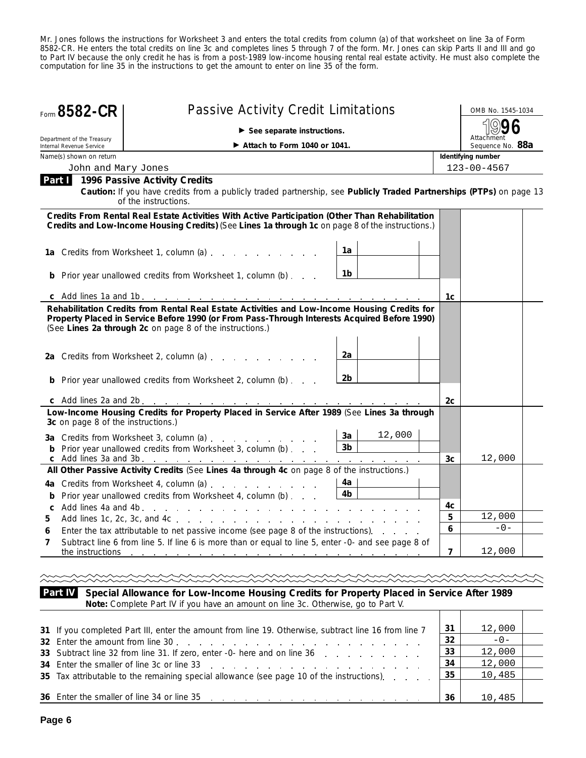Mr. Jones follows the instructions for Worksheet 3 and enters the total credits from column (a) of that worksheet on line 3a of Form 8582-CR. He enters the total credits on line 3c and completes lines 5 through 7 of the form. Mr. Jones can skip Parts II and III and go to Part IV because the only credit he has is from a post-1989 low-income housing rental real estate activity. He must also complete the computation for line 35 in the instructions to get the amount to enter on line 35 of the form.

# Form 8582-CR — Passive Activity Credit Limitations

Department of the Treasury, Internal Revenue Service

► See separate instructions.

► Attach to Form 1040 or 1041.

OMB No. 1545-1034 | 1996 | Attachment Sequence No. **88a**

Name(s) shown on return: John and Mary Jones

Identifying number: 123-00-4567

## Part I 1996 Passive Activity Credits

**Caution:** If you have credits from a publicly traded partnership, see **Publicly Traded Partnerships (PTPs)** on page 13 of the instructions.

| Line | Description | Sub-line | Amount | Line | Amount |
|---|---|---|---|---|---|
| | **Credits From Rental Real Estate Activities With Active Participation (Other Than Rehabilitation Credits and Low-Income Housing Credits)** (See **Lines 1a through 1c** on page 8 of the instructions.) | | | | |
| 1a | Credits from Worksheet 1, column (a) | 1a | | | |
| b | Prior year unallowed credits from Worksheet 1, column (b) | 1b | | | |
| c | Add lines 1a and 1b | | | 1c | |
| | **Rehabilitation Credits from Rental Real Estate Activities and Low-Income Housing Credits for Property Placed in Service Before 1990 (or From Pass-Through Interests Acquired Before 1990)** (See **Lines 2a through 2c** on page 8 of the instructions.) | | | | |
| 2a | Credits from Worksheet 2, column (a) | 2a | | | |
| b | Prior year unallowed credits from Worksheet 2, column (b) | 2b | | | |
| c | Add lines 2a and 2b | | | 2c | |
| | **Low-Income Housing Credits for Property Placed in Service After 1989** (See **Lines 3a through 3c** on page 8 of the instructions.) | | | | |
| 3a | Credits from Worksheet 3, column (a) | 3a | 12,000 | | |
| b | Prior year unallowed credits from Worksheet 3, column (b) | 3b | | | |
| c | Add lines 3a and 3b | | | 3c | 12,000 |
| | **All Other Passive Activity Credits** (See **Lines 4a through 4c** on page 8 of the instructions.) | | | | |
| 4a | Credits from Worksheet 4, column (a) | 4a | | | |
| b | Prior year unallowed credits from Worksheet 4, column (b) | 4b | | | |
| c | Add lines 4a and 4b | | | 4c | |
| 5 | Add lines 1c, 2c, 3c, and 4c | | | 5 | 12,000 |
| 6 | Enter the tax attributable to net passive income (see page 8 of the instructions) | | | 6 | -0- |
| 7 | Subtract line 6 from line 5. If line 6 is more than or equal to line 5, enter -0- and see page 8 of the instructions | | | 7 | 12,000 |

## Part IV Special Allowance for Low-Income Housing Credits for Property Placed in Service After 1989

**Note:** Complete Part IV if you have an amount on line 3c. Otherwise, go to Part V.

| Line | Description | Line | Amount |
|---|---|---|---|
| 31 | If you completed Part III, enter the amount from line 19. Otherwise, subtract line 16 from line 7 | 31 | 12,000 |
| 32 | Enter the amount from line 30 | 32 | -0- |
| 33 | Subtract line 32 from line 31. If zero, enter -0- here and on line 36 | 33 | 12,000 |
| 34 | Enter the smaller of line 3c or line 33 | 34 | 12,000 |
| 35 | Tax attributable to the remaining special allowance (see page 10 of the instructions) | 35 | 10,485 |
| 36 | Enter the smaller of line 34 or line 35 | 36 | 10,485 |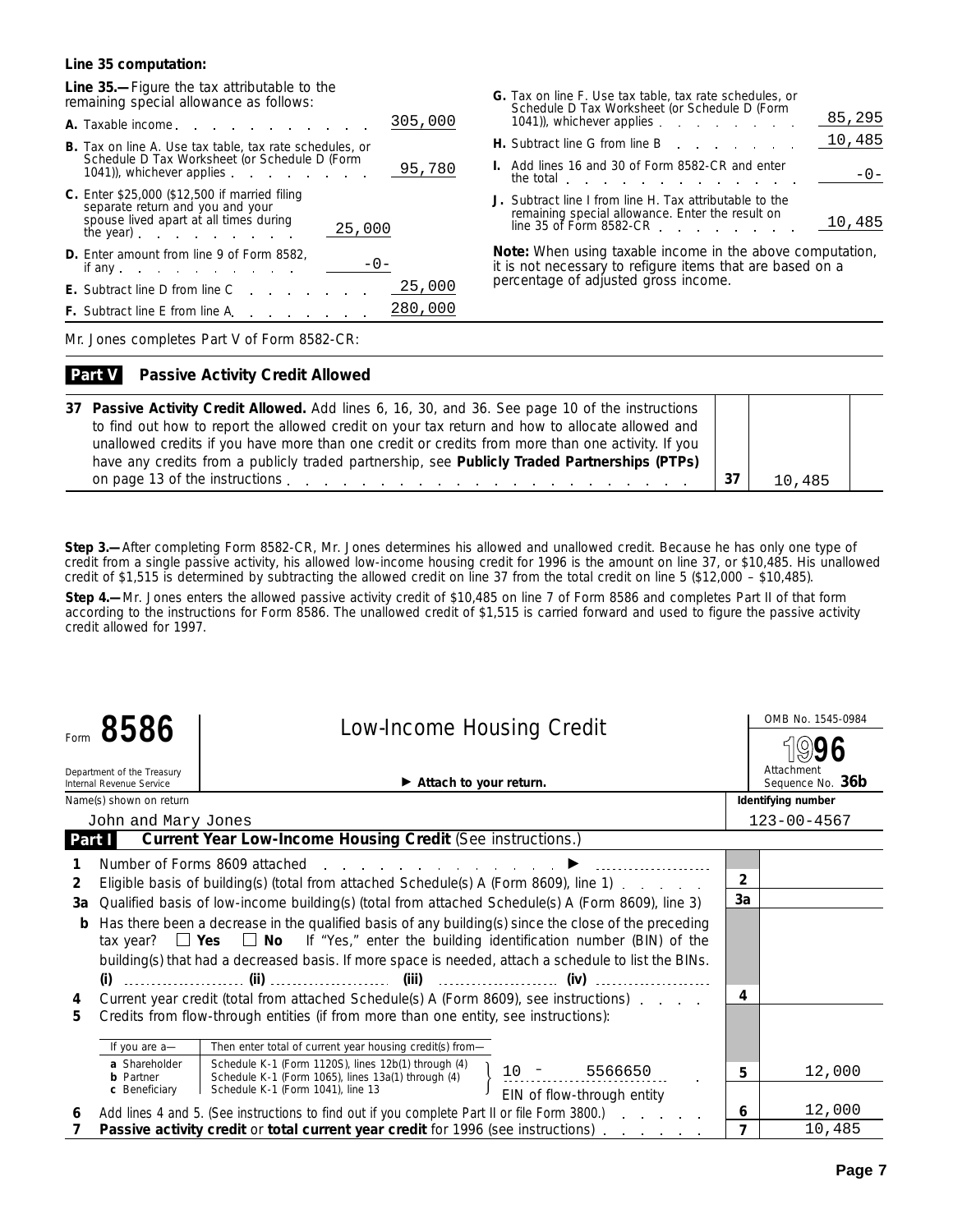**Line 35 computation:**

**Line 35.—**Figure the tax attributable to the remaining special allowance as follows:

| | | |
|---|---|---|
| **A.** Taxable income | | 305,000 |
| **B.** Tax on line A. Use tax table, tax rate schedules, or Schedule D Tax Worksheet (or Schedule D (Form 1041)), whichever applies | | 95,780 |
| **C.** Enter $25,000 ($12,500 if married filing separate return and you and your spouse lived apart at all times during the year) | 25,000 | |
| **D.** Enter amount from line 9 of Form 8582, if any | -0- | |
| **E.** Subtract line D from line C | | 25,000 |
| **F.** Subtract line E from line A | | 280,000 |
| **G.** Tax on line F. Use tax table, tax rate schedules, or Schedule D Tax Worksheet (or Schedule D (Form 1041)), whichever applies | | 85,295 |
| **H.** Subtract line G from line B | | 10,485 |
| **I.** Add lines 16 and 30 of Form 8582-CR and enter the total | | -0- |
| **J.** Subtract line I from line H. Tax attributable to the remaining special allowance. Enter the result on line 35 of Form 8582-CR | | 10,485 |

**Note:** When using taxable income in the above computation, it is not necessary to refigure items that are based on a percentage of adjusted gross income.

Mr. Jones completes Part V of Form 8582-CR:

**Part V Passive Activity Credit Allowed**

| | | | |
|---|---|---|---|
| 37 | **Passive Activity Credit Allowed.** Add lines 6, 16, 30, and 36. See page 10 of the instructions to find out how to report the allowed credit on your tax return and how to allocate allowed and unallowed credits if you have more than one credit or credits from more than one activity. If you have any credits from a publicly traded partnership, see **Publicly Traded Partnerships (PTPs)** on page 13 of the instructions | 37 | 10,485 |

**Step 3.—**After completing Form 8582-CR, Mr. Jones determines his allowed and unallowed credit. Because he has only one type of credit from a single passive activity, his allowed low-income housing credit for 1996 is the amount on line 37, or $10,485. His unallowed credit of $1,515 is determined by subtracting the allowed credit on line 37 from the total credit on line 5 ($12,000 – $10,485).

**Step 4.—**Mr. Jones enters the allowed passive activity credit of $10,485 on line 7 of Form 8586 and completes Part II of that form according to the instructions for Form 8586. The unallowed credit of $1,515 is carried forward and used to figure the passive activity credit allowed for 1997.

---

Form **8586** — **Low-Income Housing Credit** — OMB No. 1545-0984 — **1996**

Department of the Treasury, Internal Revenue Service — ▶ **Attach to your return.** — Attachment Sequence No. **36b**

Name(s) shown on return: John and Mary Jones — **Identifying number:** 123-00-4567

**Part I Current Year Low-Income Housing Credit** (See instructions.)

| | | | |
|---|---|---|---|
| 1 | Number of Forms 8609 attached ▶ | | |
| 2 | Eligible basis of building(s) (total from attached Schedule(s) A (Form 8609), line 1) | 2 | |
| 3a | Qualified basis of low-income building(s) (total from attached Schedule(s) A (Form 8609), line 3) | 3a | |
| b | Has there been a decrease in the qualified basis of any building(s) since the close of the preceding tax year? ☐ **Yes** ☐ **No** If "Yes," enter the building identification number (BIN) of the building(s) that had a decreased basis. If more space is needed, attach a schedule to list the BINs. **(i)** ______ **(ii)** ______ **(iii)** ______ **(iv)** ______ | | |
| 4 | Current year credit (total from attached Schedule(s) A (Form 8609), see instructions) | 4 | |
| 5 | Credits from flow-through entities (if from more than one entity, see instructions): If you are a— **a** Shareholder: Schedule K-1 (Form 1120S), lines 12b(1) through (4); **b** Partner: Schedule K-1 (Form 1065), lines 13a(1) through (4); **c** Beneficiary: Schedule K-1 (Form 1041), line 13 — Then enter total of current year housing credit(s) from— 10 - 5566650 (EIN of flow-through entity) | 5 | 12,000 |
| 6 | Add lines 4 and 5. (See instructions to find out if you complete Part II or file Form 3800.) | 6 | 12,000 |
| 7 | **Passive activity credit** or **total current year credit** for 1996 (see instructions) | 7 | 10,485 |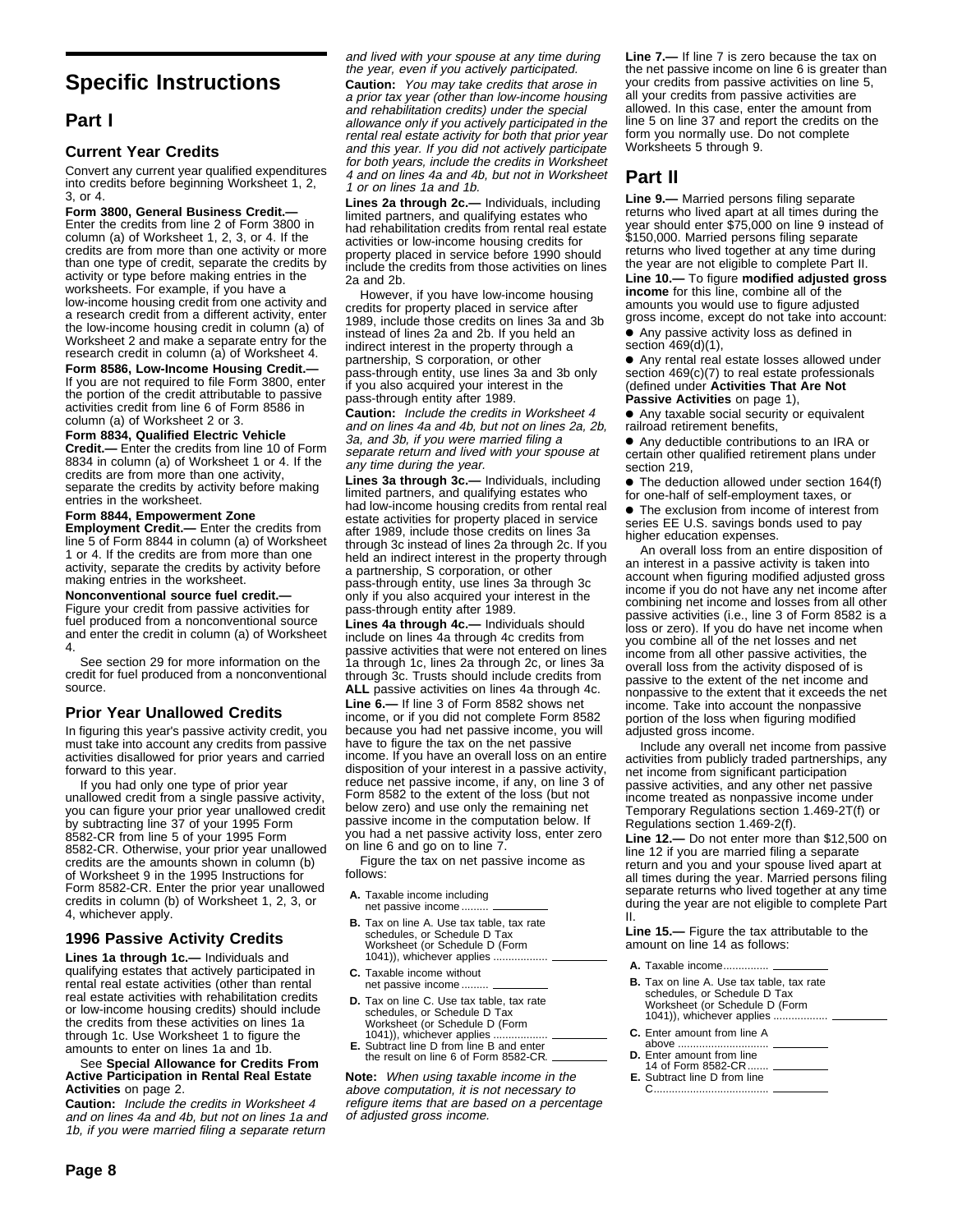# Specific Instructions

## Part I

### Current Year Credits

Convert any current year qualified expenditures into credits before beginning Worksheet 1, 2, 3, or 4.

**Form 3800, General Business Credit.—** Enter the credits from line 2 of Form 3800 in column (a) of Worksheet 1, 2, 3, or 4. If the credits are from more than one activity or more than one type of credit, separate the credits by activity or type before making entries in the worksheets. For example, if you have a low-income housing credit from one activity and a research credit from a different activity, enter the low-income housing credit in column (a) of Worksheet 2 and make a separate entry for the research credit in column (a) of Worksheet 4.

**Form 8586, Low-Income Housing Credit.—** If you are not required to file Form 3800, enter the portion of the credit attributable to passive activities credit from line 6 of Form 8586 in column (a) of Worksheet 2 or 3.

**Form 8834, Qualified Electric Vehicle Credit.—** Enter the credits from line 10 of Form 8834 in column (a) of Worksheet 1 or 4. If the credits are from more than one activity, separate the credits by activity before making entries in the worksheet.

**Form 8844, Empowerment Zone Employment Credit.—** Enter the credits from line 5 of Form 8844 in column (a) of Worksheet 1 or 4. If the credits are from more than one activity, separate the credits by activity before making entries in the worksheet.

**Nonconventional source fuel credit.—** Figure your credit from passive activities for fuel produced from a nonconventional source and enter the credit in column (a) of Worksheet 4.

See section 29 for more information on the credit for fuel produced from a nonconventional source.

### Prior Year Unallowed Credits

In figuring this year's passive activity credit, you must take into account any credits from passive activities disallowed for prior years and carried forward to this year.

If you had only one type of prior year unallowed credit from a single passive activity, you can figure your prior year unallowed credit by subtracting line 37 of your 1995 Form 8582-CR from line 5 of your 1995 Form 8582-CR. Otherwise, your prior year unallowed credits are the amounts shown in column (b) of Worksheet 9 in the 1995 Instructions for Form 8582-CR. Enter the prior year unallowed credits in column (b) of Worksheet 1, 2, 3, or 4, whichever apply.

### 1996 Passive Activity Credits

**Lines 1a through 1c.—** Individuals and qualifying estates that actively participated in rental real estate activities (other than rental real estate activities with rehabilitation credits or low-income housing credits) should include the credits from these activities on lines 1a through 1c. Use Worksheet 1 to figure the amounts to enter on lines 1a and 1b.

See **Special Allowance for Credits From Active Participation in Rental Real Estate Activities** on page 2.

**Caution:** *Include the credits in Worksheet 4 and on lines 4a and 4b, but not on lines 1a and 1b, if you were married filing a separate return and lived with your spouse at any time during the year, even if you actively participated.*

**Caution:** *You may take credits that arose in a prior tax year (other than low-income housing and rehabilitation credits) under the special allowance only if you actively participated in the rental real estate activity for both that prior year and this year. If you did not actively participate for both years, include the credits in Worksheet 4 and on lines 4a and 4b, but not in Worksheet 1 or on lines 1a and 1b.*

**Lines 2a through 2c.—** Individuals, including limited partners, and qualifying estates who had rehabilitation credits from rental real estate activities or low-income housing credits for property placed in service before 1990 should include the credits from those activities on lines 2a and 2b.

However, if you have low-income housing credits for property placed in service after 1989, include those credits on lines 3a and 3b instead of lines 2a and 2b. If you held an indirect interest in the property through a partnership, S corporation, or other pass-through entity, use lines 3a and 3b only if you also acquired your interest in the pass-through entity after 1989.

**Caution:** *Include the credits in Worksheet 4 and on lines 4a and 4b, but not on lines 2a, 2b, 3a, and 3b, if you were married filing a separate return and lived with your spouse at any time during the year.*

**Lines 3a through 3c.—** Individuals, including limited partners, and qualifying estates who had low-income housing credits from rental real estate activities for property placed in service after 1989, include those credits on lines 3a through 3c instead of lines 2a through 2c. If you held an indirect interest in the property through a partnership, S corporation, or other pass-through entity, use lines 3a through 3c only if you also acquired your interest in the pass-through entity after 1989.

**Lines 4a through 4c.—** Individuals should include on lines 4a through 4c credits from passive activities that were not entered on lines 1a through 1c, lines 2a through 2c, or lines 3a through 3c. Trusts should include credits from **ALL** passive activities on lines 4a through 4c.

**Line 6.—** If line 3 of Form 8582 shows net income, or if you did not complete Form 8582 because you had net passive income, you will have to figure the tax on the net passive income. If you have an overall loss on an entire disposition of your interest in a passive activity, reduce net passive income, if any, on line 3 of Form 8582 to the extent of the loss (but not below zero) and use only the remaining net passive income in the computation below. If you had a net passive activity loss, enter zero on line 6 and go on to line 7.

Figure the tax on net passive income as follows:

**A.** Taxable income including net passive income ......... \_\_\_\_\_\_\_\_

**B.** Tax on line A. Use tax table, tax rate schedules, or Schedule D Tax Worksheet (or Schedule D (Form 1041)), whichever applies ................. \_\_\_\_\_\_\_\_

**C.** Taxable income without net passive income ......... \_\_\_\_\_\_\_\_

**D.** Tax on line C. Use tax table, tax rate schedules, or Schedule D Tax Worksheet (or Schedule D (Form 1041)), whichever applies ................. \_\_\_\_\_\_\_\_

**E.** Subtract line D from line B and enter the result on line 6 of Form 8582-CR. \_\_\_\_\_\_\_\_

**Note:** *When using taxable income in the above computation, it is not necessary to refigure items that are based on a percentage of adjusted gross income.*

**Line 7.—** If line 7 is zero because the tax on the net passive income on line 6 is greater than your credits from passive activities on line 5, all your credits from passive activities are allowed. In this case, enter the amount from line 5 on line 37 and report the credits on the form you normally use. Do not complete Worksheets 5 through 9.

## Part II

**Line 9.—** Married persons filing separate returns who lived apart at all times during the year should enter $75,000 on line 9 instead of $150,000. Married persons filing separate returns who lived together at any time during the year are not eligible to complete Part II.

**Line 10.—** To figure **modified adjusted gross income** for this line, combine all of the amounts you would use to figure adjusted gross income, except do not take into account:

- Any passive activity loss as defined in section 469(d)(1),
- Any rental real estate losses allowed under section 469(c)(7) to real estate professionals (defined under **Activities That Are Not Passive Activities** on page 1),
- Any taxable social security or equivalent railroad retirement benefits,
- Any deductible contributions to an IRA or certain other qualified retirement plans under section 219,
- The deduction allowed under section 164(f) for one-half of self-employment taxes, or
- The exclusion from income of interest from series EE U.S. savings bonds used to pay higher education expenses.

An overall loss from an entire disposition of an interest in a passive activity is taken into account when figuring modified adjusted gross income if you do not have any net income after combining net income and losses from all other passive activities (i.e., line 3 of Form 8582 is a loss or zero). If you do have net income when you combine all of the net losses and net income from all other passive activities, the overall loss from the activity disposed of is passive to the extent of the net income and nonpassive to the extent that it exceeds the net income. Take into account the nonpassive portion of the loss when figuring modified adjusted gross income.

Include any overall net income from passive activities from publicly traded partnerships, any net income from significant participation passive activities, and any other net passive income treated as nonpassive income under Temporary Regulations section 1.469-2T(f) or Regulations section 1.469-2(f).

**Line 12.—** Do not enter more than $12,500 on line 12 if you are married filing a separate return and you and your spouse lived apart at all times during the year. Married persons filing separate returns who lived together at any time during the year are not eligible to complete Part II.

**Line 15.—** Figure the tax attributable to the amount on line 14 as follows:

**A.** Taxable income............... \_\_\_\_\_\_\_\_

**B.** Tax on line A. Use tax table, tax rate schedules, or Schedule D Tax Worksheet (or Schedule D (Form 1041)), whichever applies ................. \_\_\_\_\_\_\_\_

**C.** Enter amount from line A above ............................. \_\_\_\_\_\_\_\_

**D.** Enter amount from line 14 of Form 8582-CR....... \_\_\_\_\_\_\_\_

**E.** Subtract line D from line C..................................... \_\_\_\_\_\_\_\_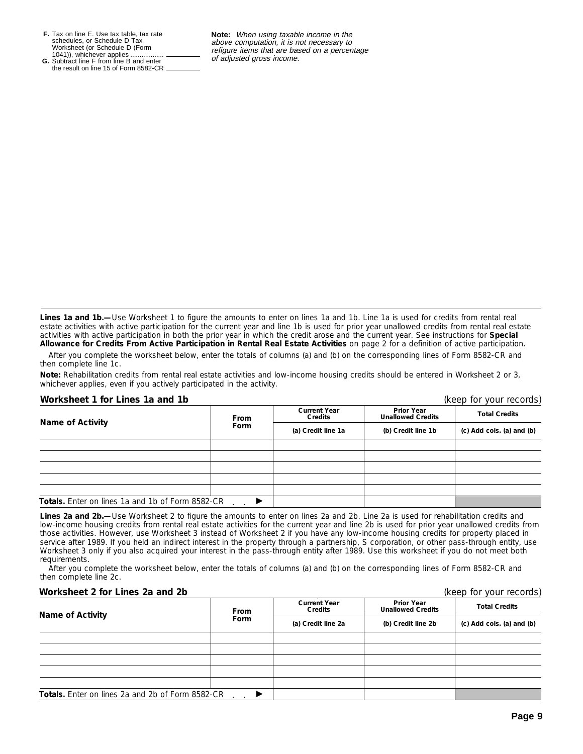**F.** Tax on line E. Use tax table, tax rate schedules, or Schedule D Tax Worksheet (or Schedule D (Form 1041)), whichever applies ................. \_\_\_\_\_\_\_\_

**G.** Subtract line F from line B and enter the result on line 15 of Form 8582-CR \_\_\_\_\_\_\_\_

**Note:** *When using taxable income in the above computation, it is not necessary to refigure items that are based on a percentage of adjusted gross income.*

**Lines 1a and 1b.—** Use Worksheet 1 to figure the amounts to enter on lines 1a and 1b. Line 1a is used for credits from rental real estate activities with active participation for the current year and line 1b is used for prior year unallowed credits from rental real estate activities with active participation in both the prior year in which the credit arose and the current year. See instructions for **Special Allowance for Credits From Active Participation in Rental Real Estate Activities** on page 2 for a definition of active participation.

After you complete the worksheet below, enter the totals of columns (a) and (b) on the corresponding lines of Form 8582-CR and then complete line 1c.

**Note:** Rehabilitation credits from rental real estate activities and low-income housing credits should be entered in Worksheet 2 or 3, whichever applies, even if you actively participated in the activity.

### Worksheet 1 for Lines 1a and 1b

(keep for your records)

| Name of Activity | From Form | Current Year Credits | Prior Year Unallowed Credits | Total Credits |
|---|---|---|---|---|
| | | (a) Credit line 1a | (b) Credit line 1b | (c) Add cols. (a) and (b) |
| | | | | |
| | | | | |
| | | | | |
| | | | | |
| | | | | |
| **Totals.** Enter on lines 1a and 1b of Form 8582-CR . . ▶ | | | | |

**Lines 2a and 2b.—** Use Worksheet 2 to figure the amounts to enter on lines 2a and 2b. Line 2a is used for rehabilitation credits and low-income housing credits from rental real estate activities for the current year and line 2b is used for prior year unallowed credits from those activities. However, use Worksheet 3 instead of Worksheet 2 if you have any low-income housing credits for property placed in service after 1989. If you held an indirect interest in the property through a partnership, S corporation, or other pass-through entity, use Worksheet 3 only if you also acquired your interest in the pass-through entity after 1989. Use this worksheet if you do not meet both requirements.

After you complete the worksheet below, enter the totals of columns (a) and (b) on the corresponding lines of Form 8582-CR and then complete line 2c.

### Worksheet 2 for Lines 2a and 2b

(keep for your records)

| Name of Activity | From Form | Current Year Credits | Prior Year Unallowed Credits | Total Credits |
|---|---|---|---|---|
| | | (a) Credit line 2a | (b) Credit line 2b | (c) Add cols. (a) and (b) |
| | | | | |
| | | | | |
| | | | | |
| | | | | |
| | | | | |
| **Totals.** Enter on lines 2a and 2b of Form 8582-CR . . ▶ | | | | |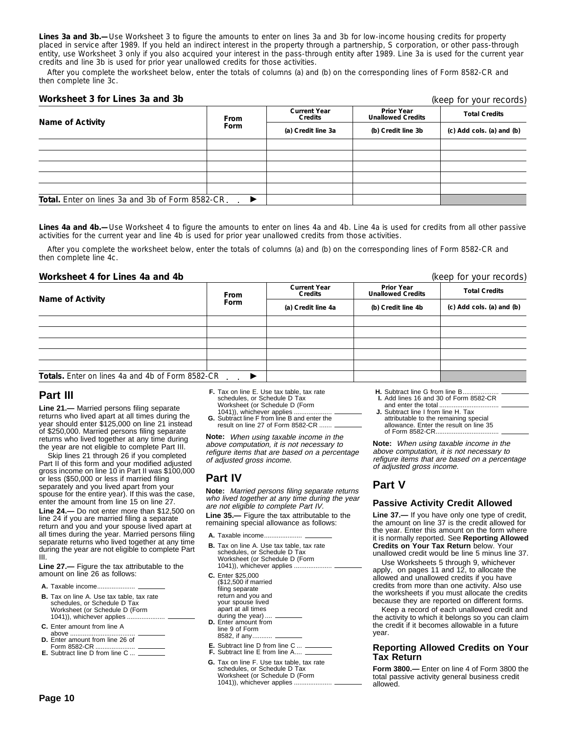**Lines 3a and 3b.—** Use Worksheet 3 to figure the amounts to enter on lines 3a and 3b for low-income housing credits for property placed in service after 1989. If you held an indirect interest in the property through a partnership, S corporation, or other pass-through entity, use Worksheet 3 only if you also acquired your interest in the pass-through entity after 1989. Line 3a is used for the current year credits and line 3b is used for prior year unallowed credits for those activities.

After you complete the worksheet below, enter the totals of columns (a) and (b) on the corresponding lines of Form 8582-CR and then complete line 3c.

### Worksheet 3 for Lines 3a and 3b

(keep for your records)

| Name of Activity | From Form | Current Year Credits (a) Credit line 3a | Prior Year Unallowed Credits (b) Credit line 3b | Total Credits (c) Add cols. (a) and (b) |
|---|---|---|---|---|
| | | | | |
| | | | | |
| | | | | |
| | | | | |
| | | | | |
| **Total.** Enter on lines 3a and 3b of Form 8582-CR ▶ | | | | |

**Lines 4a and 4b.—** Use Worksheet 4 to figure the amounts to enter on lines 4a and 4b. Line 4a is used for credits from all other passive activities for the current year and line 4b is used for prior year unallowed credits from those activities.

After you complete the worksheet below, enter the totals of columns (a) and (b) on the corresponding lines of Form 8582-CR and then complete line 4c.

### Worksheet 4 for Lines 4a and 4b

(keep for your records)

| Name of Activity | From Form | Current Year Credits (a) Credit line 4a | Prior Year Unallowed Credits (b) Credit line 4b | Total Credits (c) Add cols. (a) and (b) |
|---|---|---|---|---|
| | | | | |
| | | | | |
| | | | | |
| | | | | |
| | | | | |
| **Totals.** Enter on lines 4a and 4b of Form 8582-CR ▶ | | | | |

## Part III

**Line 21.—** Married persons filing separate returns who lived apart at all times during the year should enter $125,000 on line 21 instead of $250,000. Married persons filing separate returns who lived together at any time during the year are not eligible to complete Part III.

Skip lines 21 through 26 if you completed Part II of this form and your modified adjusted gross income on line 10 in Part II was $100,000 or less ($50,000 or less if married filing separately and you lived apart from your spouse for the entire year). If this was the case, enter the amount from line 15 on line 27.

**Line 24.—** Do not enter more than $12,500 on line 24 if you are married filing a separate return and you and your spouse lived apart at all times during the year. Married persons filing separate returns who lived together at any time during the year are not eligible to complete Part III.

**Line 27.—** Figure the tax attributable to the amount on line 26 as follows:

- **A.** Taxable income .................... ________
- **B.** Tax on line A. Use tax table, tax rate schedules, or Schedule D Tax Worksheet (or Schedule D (Form 1041)), whichever applies .................... ________
- **C.** Enter amount from line A above .................... ________
- **D.** Enter amount from line 26 of Form 8582-CR .................... ________
- **E.** Subtract line D from line C ... ________
- **F.** Tax on line E. Use tax table, tax rate schedules, or Schedule D Tax Worksheet (or Schedule D (Form 1041)), whichever applies .................... ________
- **G.** Subtract line F from line B and enter the result on line 27 of Form 8582-CR ....... ________

**Note:** *When using taxable income in the above computation, it is not necessary to refigure items that are based on a percentage of adjusted gross income.*

## Part IV

**Note:** *Married persons filing separate returns who lived together at any time during the year are not eligible to complete Part IV.*

**Line 35.—** Figure the tax attributable to the remaining special allowance as follows:

- **A.** Taxable income .................... ________
- **B.** Tax on line A. Use tax table, tax rate schedules, or Schedule D Tax Worksheet (or Schedule D (Form 1041)), whichever applies .................... ________
- **C.** Enter $25,000 ($12,500 if married filing separate return and you and your spouse lived apart at all times during the year) .... ________
- **D.** Enter amount from line 9 of Form 8582, if any ........... ________
- **E.** Subtract line D from line C ... ________
- **F.** Subtract line E from line A .... ________
- **G.** Tax on line F. Use tax table, tax rate schedules, or Schedule D Tax Worksheet (or Schedule D (Form 1041)), whichever applies .................... ________
- **H.** Subtract line G from line B .................... ________
- **I.** Add lines 16 and 30 of Form 8582-CR and enter the total .................... ________
- **J.** Subtract line I from line H. Tax attributable to the remaining special allowance. Enter the result on line 35 of Form 8582-CR .................... ________

**Note:** *When using taxable income in the above computation, it is not necessary to refigure items that are based on a percentage of adjusted gross income.*

## Part V

### Passive Activity Credit Allowed

**Line 37.—** If you have only one type of credit, the amount on line 37 is the credit allowed for the year. Enter this amount on the form where it is normally reported. See **Reporting Allowed Credits on Your Tax Return** below. Your unallowed credit would be line 5 minus line 37.

Use Worksheets 5 through 9, whichever apply, on pages 11 and 12, to allocate the allowed and unallowed credits if you have credits from more than one activity. Also use the worksheets if you must allocate the credits because they are reported on different forms.

Keep a record of each unallowed credit and the activity to which it belongs so you can claim the credit if it becomes allowable in a future year.

### Reporting Allowed Credits on Your Tax Return

**Form 3800.—** Enter on line 4 of Form 3800 the total passive activity general business credit allowed.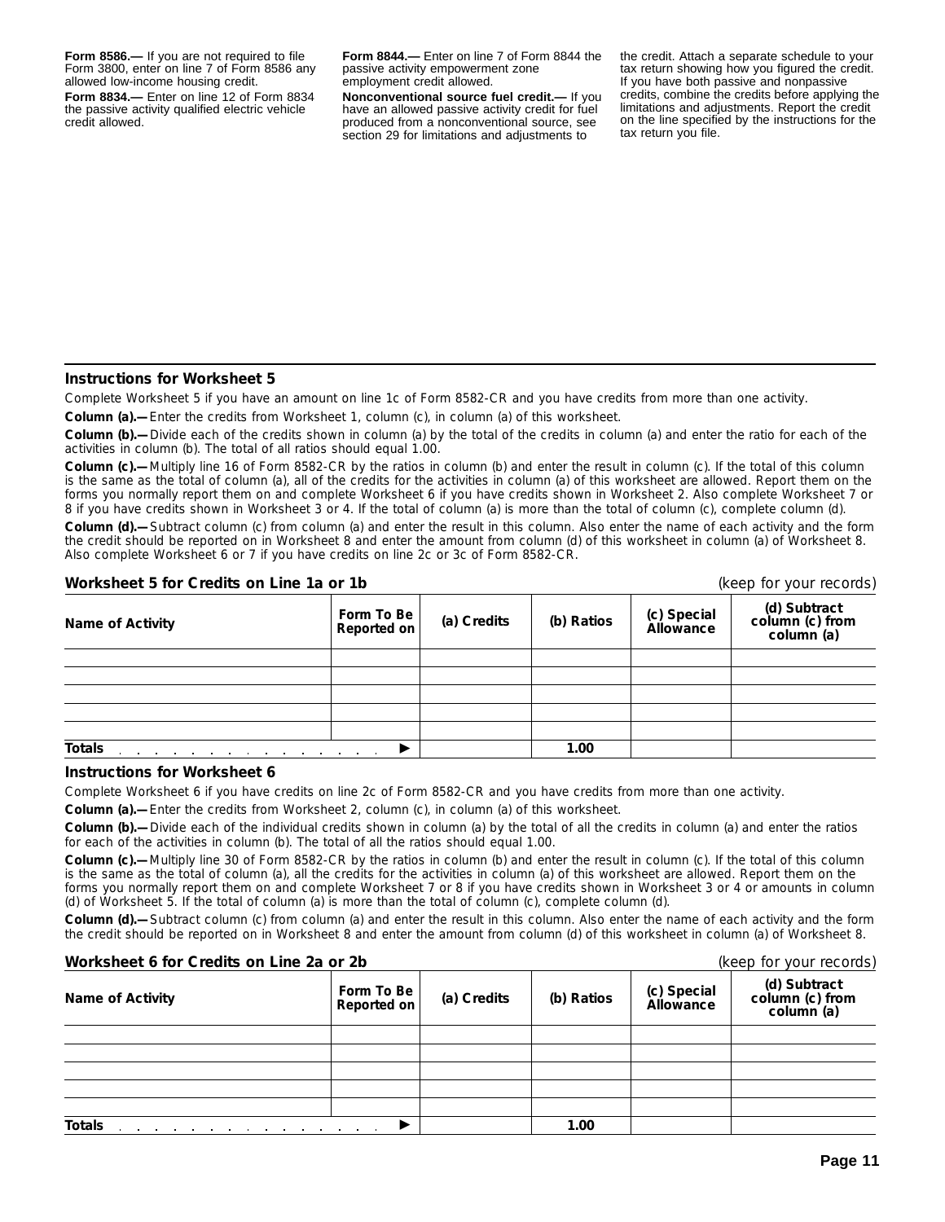**Form 8586.—** If you are not required to file Form 3800, enter on line 7 of Form 8586 any allowed low-income housing credit.

**Form 8834.—** Enter on line 12 of Form 8834 the passive activity qualified electric vehicle credit allowed.

**Form 8844.—** Enter on line 7 of Form 8844 the passive activity empowerment zone employment credit allowed.

**Nonconventional source fuel credit.—** If you have an allowed passive activity credit for fuel produced from a nonconventional source, see section 29 for limitations and adjustments to the credit. Attach a separate schedule to your tax return showing how you figured the credit. If you have both passive and nonpassive credits, combine the credits before applying the limitations and adjustments. Report the credit on the line specified by the instructions for the tax return you file.

### Instructions for Worksheet 5

Complete Worksheet 5 if you have an amount on line 1c of Form 8582-CR and you have credits from more than one activity.

**Column (a).—** Enter the credits from Worksheet 1, column (c), in column (a) of this worksheet.

**Column (b).—** Divide each of the credits shown in column (a) by the total of the credits in column (a) and enter the ratio for each of the activities in column (b). The total of all ratios should equal 1.00.

**Column (c).—** Multiply line 16 of Form 8582-CR by the ratios in column (b) and enter the result in column (c). If the total of this column is the same as the total of column (a), all of the credits for the activities in column (a) of this worksheet are allowed. Report them on the forms you normally report them on and complete Worksheet 6 if you have credits shown in Worksheet 2. Also complete Worksheet 7 or 8 if you have credits shown in Worksheet 3 or 4. If the total of column (a) is more than the total of column (c), complete column (d).

**Column (d).—** Subtract column (c) from column (a) and enter the result in this column. Also enter the name of each activity and the form the credit should be reported on in Worksheet 8 and enter the amount from column (d) of this worksheet in column (a) of Worksheet 8. Also complete Worksheet 6 or 7 if you have credits on line 2c or 3c of Form 8582-CR.

**Worksheet 5 for Credits on Line 1a or 1b** (keep for your records)

| Name of Activity | Form To Be Reported on | (a) Credits | (b) Ratios | (c) Special Allowance | (d) Subtract column (c) from column (a) |
|---|---|---|---|---|---|
| | | | | | |
| | | | | | |
| | | | | | |
| | | | | | |
| | | | | | |
| **Totals** ▶ | | | 1.00 | | |

### Instructions for Worksheet 6

Complete Worksheet 6 if you have credits on line 2c of Form 8582-CR and you have credits from more than one activity.

**Column (a).—** Enter the credits from Worksheet 2, column (c), in column (a) of this worksheet.

**Column (b).—** Divide each of the individual credits shown in column (a) by the total of all the credits in column (a) and enter the ratios for each of the activities in column (b). The total of all the ratios should equal 1.00.

**Column (c).—** Multiply line 30 of Form 8582-CR by the ratios in column (b) and enter the result in column (c). If the total of this column is the same as the total of column (a), all the credits for the activities in column (a) of this worksheet are allowed. Report them on the forms you normally report them on and complete Worksheet 7 or 8 if you have credits shown in Worksheet 3 or 4 or amounts in column (d) of Worksheet 5. If the total of column (a) is more than the total of column (c), complete column (d).

**Column (d).—** Subtract column (c) from column (a) and enter the result in this column. Also enter the name of each activity and the form the credit should be reported on in Worksheet 8 and enter the amount from column (d) of this worksheet in column (a) of Worksheet 8.

**Worksheet 6 for Credits on Line 2a or 2b** (keep for your records)

| Name of Activity | Form To Be Reported on | (a) Credits | (b) Ratios | (c) Special Allowance | (d) Subtract column (c) from column (a) |
|---|---|---|---|---|---|
| | | | | | |
| | | | | | |
| | | | | | |
| | | | | | |
| | | | | | |
| **Totals** ▶ | | | 1.00 | | |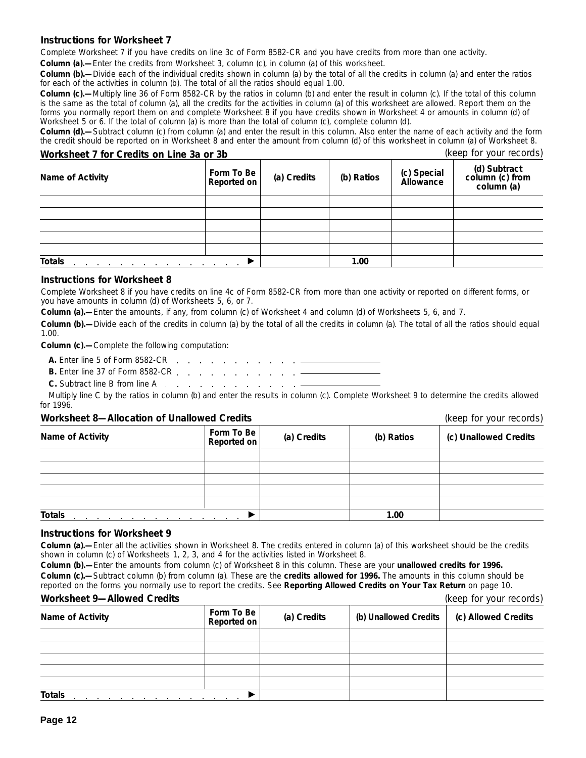### Instructions for Worksheet 7

Complete Worksheet 7 if you have credits on line 3c of Form 8582-CR and you have credits from more than one activity.

**Column (a).—** Enter the credits from Worksheet 3, column (c), in column (a) of this worksheet.

**Column (b).—** Divide each of the individual credits shown in column (a) by the total of all the credits in column (a) and enter the ratios for each of the activities in column (b). The total of all the ratios should equal 1.00.

**Column (c).—** Multiply line 36 of Form 8582-CR by the ratios in column (b) and enter the result in column (c). If the total of this column is the same as the total of column (a), all the credits for the activities in column (a) of this worksheet are allowed. Report them on the forms you normally report them on and complete Worksheet 8 if you have credits shown in Worksheet 4 or amounts in column (d) of Worksheet 5 or 6. If the total of column (a) is more than the total of column (c), complete column (d).

**Column (d).—** Subtract column (c) from column (a) and enter the result in this column. Also enter the name of each activity and the form the credit should be reported on in Worksheet 8 and enter the amount from column (d) of this worksheet in column (a) of Worksheet 8.

### Worksheet 7 for Credits on Line 3a or 3b

*(keep for your records)*

| Name of Activity | Form To Be Reported on | (a) Credits | (b) Ratios | (c) Special Allowance | (d) Subtract column (c) from column (a) |
|---|---|---|---|---|---|
| | | | | | |
| | | | | | |
| | | | | | |
| | | | | | |
| | | | | | |
| **Totals** . . . . . . . . . . . . . . . ▶ | | | 1.00 | | |

### Instructions for Worksheet 8

Complete Worksheet 8 if you have credits on line 4c of Form 8582-CR from more than one activity or reported on different forms, or you have amounts in column (d) of Worksheets 5, 6, or 7.

**Column (a).—** Enter the amounts, if any, from column (c) of Worksheet 4 and column (d) of Worksheets 5, 6, and 7.

**Column (b).—** Divide each of the credits in column (a) by the total of all the credits in column (a). The total of all the ratios should equal 1.00.

**Column (c).—** Complete the following computation:

**A.** Enter line 5 of Form 8582-CR . . . . . . . . . . . . \_\_\_\_\_\_\_\_\_\_

**B.** Enter line 37 of Form 8582-CR . . . . . . . . . . . . \_\_\_\_\_\_\_\_\_\_

**C.** Subtract line B from line A . . . . . . . . . . . . \_\_\_\_\_\_\_\_\_\_

Multiply line C by the ratios in column (b) and enter the results in column (c). Complete Worksheet 9 to determine the credits allowed for 1996.

### Worksheet 8—Allocation of Unallowed Credits

*(keep for your records)*

| Name of Activity | Form To Be Reported on | (a) Credits | (b) Ratios | (c) Unallowed Credits |
|---|---|---|---|---|
| | | | | |
| | | | | |
| | | | | |
| | | | | |
| | | | | |
| **Totals** . . . . . . . . . . . . . . . ▶ | | | 1.00 | |

### Instructions for Worksheet 9

**Column (a).—** Enter all the activities shown in Worksheet 8. The credits entered in column (a) of this worksheet should be the credits shown in column (c) of Worksheets 1, 2, 3, and 4 for the activities listed in Worksheet 8.

**Column (b).—** Enter the amounts from column (c) of Worksheet 8 in this column. These are your **unallowed credits for 1996.**

**Column (c).—** Subtract column (b) from column (a). These are the **credits allowed for 1996.** The amounts in this column should be reported on the forms you normally use to report the credits. See **Reporting Allowed Credits on Your Tax Return** on page 10.

### Worksheet 9—Allowed Credits

*(keep for your records)*

| Name of Activity | Form To Be Reported on | (a) Credits | (b) Unallowed Credits | (c) Allowed Credits |
|---|---|---|---|---|
| | | | | |
| | | | | |
| | | | | |
| | | | | |
| | | | | |
| **Totals** . . . . . . . . . . . . . . . ▶ | | | | |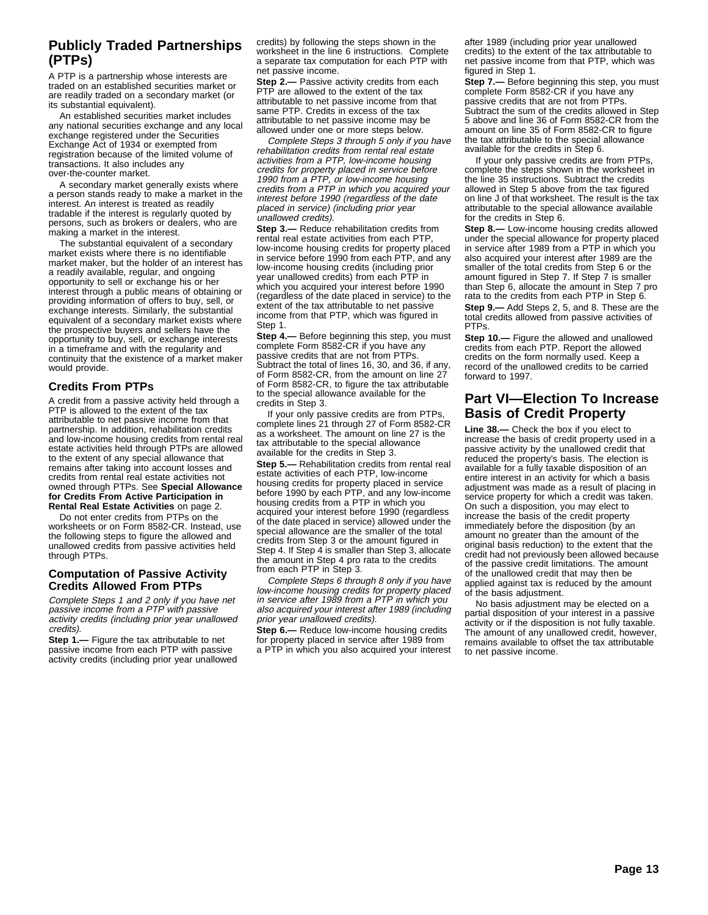## Publicly Traded Partnerships (PTPs)

A PTP is a partnership whose interests are traded on an established securities market or are readily traded on a secondary market (or its substantial equivalent).

An established securities market includes any national securities exchange and any local exchange registered under the Securities Exchange Act of 1934 or exempted from registration because of the limited volume of transactions. It also includes any over-the-counter market.

A secondary market generally exists where a person stands ready to make a market in the interest. An interest is treated as readily tradable if the interest is regularly quoted by persons, such as brokers or dealers, who are making a market in the interest.

The substantial equivalent of a secondary market exists where there is no identifiable market maker, but the holder of an interest has a readily available, regular, and ongoing opportunity to sell or exchange his or her interest through a public means of obtaining or providing information of offers to buy, sell, or exchange interests. Similarly, the substantial equivalent of a secondary market exists where the prospective buyers and sellers have the opportunity to buy, sell, or exchange interests in a timeframe and with the regularity and continuity that the existence of a market maker would provide.

### Credits From PTPs

A credit from a passive activity held through a PTP is allowed to the extent of the tax attributable to net passive income from that partnership. In addition, rehabilitation credits and low-income housing credits from rental real estate activities held through PTPs are allowed to the extent of any special allowance that remains after taking into account losses and credits from rental real estate activities not owned through PTPs. See **Special Allowance for Credits From Active Participation in Rental Real Estate Activities** on page 2.

Do not enter credits from PTPs on the worksheets or on Form 8582-CR. Instead, use the following steps to figure the allowed and unallowed credits from passive activities held through PTPs.

### Computation of Passive Activity Credits Allowed From PTPs

*Complete Steps 1 and 2 only if you have net passive income from a PTP with passive activity credits (including prior year unallowed credits).*

**Step 1.—** Figure the tax attributable to net passive income from each PTP with passive activity credits (including prior year unallowed credits) by following the steps shown in the worksheet in the line 6 instructions. Complete a separate tax computation for each PTP with net passive income.

**Step 2.—** Passive activity credits from each PTP are allowed to the extent of the tax attributable to net passive income from that same PTP. Credits in excess of the tax attributable to net passive income may be allowed under one or more steps below.

*Complete Steps 3 through 5 only if you have rehabilitation credits from rental real estate activities from a PTP, low-income housing credits for property placed in service before 1990 from a PTP, or low-income housing credits from a PTP in which you acquired your interest before 1990 (regardless of the date placed in service) (including prior year unallowed credits).*

**Step 3.—** Reduce rehabilitation credits from rental real estate activities from each PTP, low-income housing credits for property placed in service before 1990 from each PTP, and any low-income housing credits (including prior year unallowed credits) from each PTP in which you acquired your interest before 1990 (regardless of the date placed in service) to the extent of the tax attributable to net passive income from that PTP, which was figured in Step 1.

**Step 4.—** Before beginning this step, you must complete Form 8582-CR if you have any passive credits that are not from PTPs. Subtract the total of lines 16, 30, and 36, if any, of Form 8582-CR, from the amount on line 27 of Form 8582-CR, to figure the tax attributable to the special allowance available for the credits in Step 3.

If your only passive credits are from PTPs, complete lines 21 through 27 of Form 8582-CR as a worksheet. The amount on line 27 is the tax attributable to the special allowance available for the credits in Step 3.

**Step 5.—** Rehabilitation credits from rental real estate activities of each PTP, low-income housing credits for property placed in service before 1990 by each PTP, and any low-income housing credits from a PTP in which you acquired your interest before 1990 (regardless of the date placed in service) allowed under the special allowance are the smaller of the total credits from Step 3 or the amount figured in Step 4. If Step 4 is smaller than Step 3, allocate the amount in Step 4 pro rata to the credits from each PTP in Step 3.

*Complete Steps 6 through 8 only if you have low-income housing credits for property placed in service after 1989 from a PTP in which you also acquired your interest after 1989 (including prior year unallowed credits).*

**Step 6.—** Reduce low-income housing credits for property placed in service after 1989 from a PTP in which you also acquired your interest after 1989 (including prior year unallowed credits) to the extent of the tax attributable to net passive income from that PTP, which was figured in Step 1.

**Step 7.—** Before beginning this step, you must complete Form 8582-CR if you have any passive credits that are not from PTPs. Subtract the sum of the credits allowed in Step 5 above and line 36 of Form 8582-CR from the amount on line 35 of Form 8582-CR to figure the tax attributable to the special allowance available for the credits in Step 6.

If your only passive credits are from PTPs, complete the steps shown in the worksheet in the line 35 instructions. Subtract the credits allowed in Step 5 above from the tax figured on line J of that worksheet. The result is the tax attributable to the special allowance available for the credits in Step 6.

**Step 8.—** Low-income housing credits allowed under the special allowance for property placed in service after 1989 from a PTP in which you also acquired your interest after 1989 are the smaller of the total credits from Step 6 or the amount figured in Step 7. If Step 7 is smaller than Step 6, allocate the amount in Step 7 pro rata to the credits from each PTP in Step 6.

**Step 9.—** Add Steps 2, 5, and 8. These are the total credits allowed from passive activities of PTPs.

**Step 10.—** Figure the allowed and unallowed credits from each PTP. Report the allowed credits on the form normally used. Keep a record of the unallowed credits to be carried forward to 1997.

## Part VI—Election To Increase Basis of Credit Property

**Line 38.—** Check the box if you elect to increase the basis of credit property used in a passive activity by the unallowed credit that reduced the property's basis. The election is available for a fully taxable disposition of an entire interest in an activity for which a basis adjustment was made as a result of placing in service property for which a credit was taken. On such a disposition, you may elect to increase the basis of the credit property immediately before the disposition (by an amount no greater than the amount of the original basis reduction) to the extent that the credit had not previously been allowed because of the passive credit limitations. The amount of the unallowed credit that may then be applied against tax is reduced by the amount of the basis adjustment.

No basis adjustment may be elected on a partial disposition of your interest in a passive activity or if the disposition is not fully taxable. The amount of any unallowed credit, however, remains available to offset the tax attributable to net passive income.